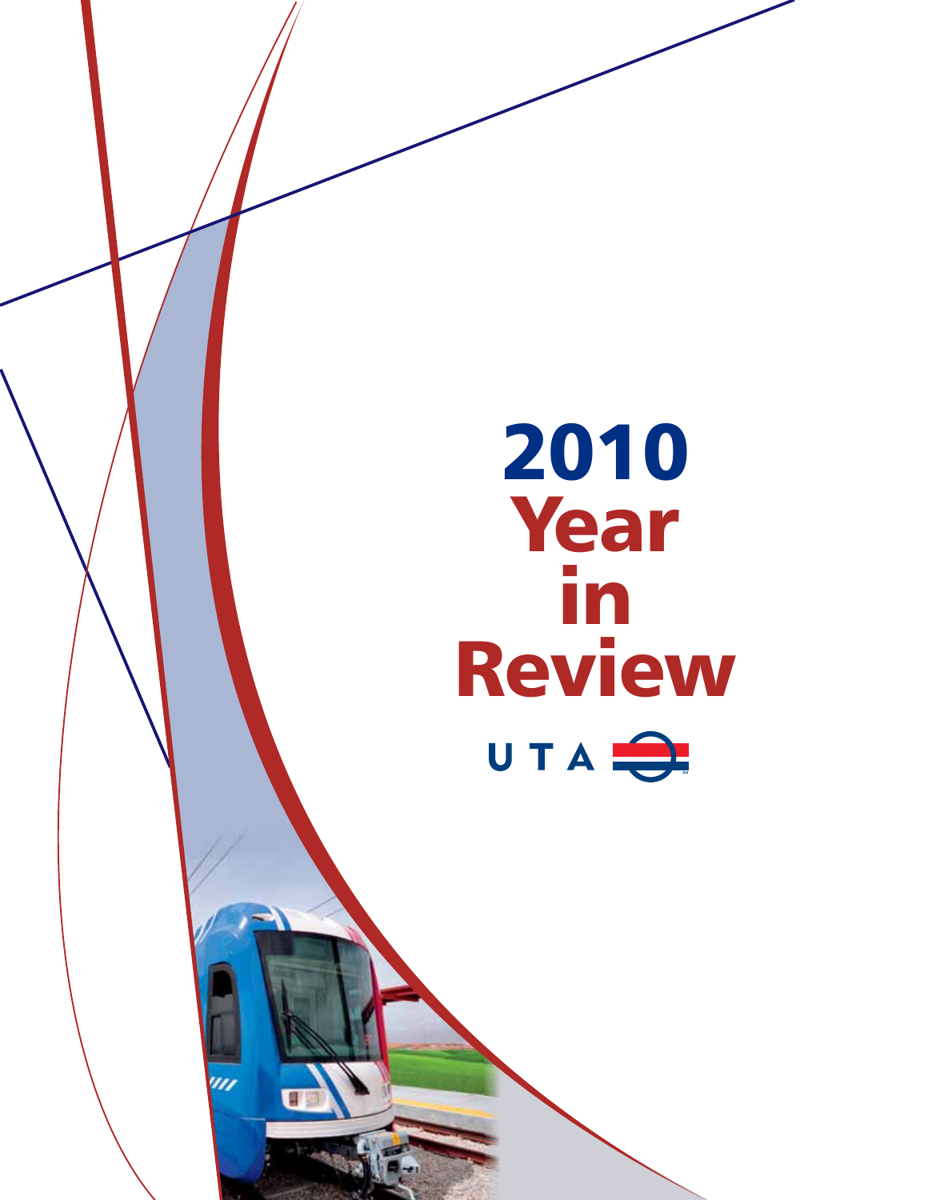# 2010 Year in Review

UTA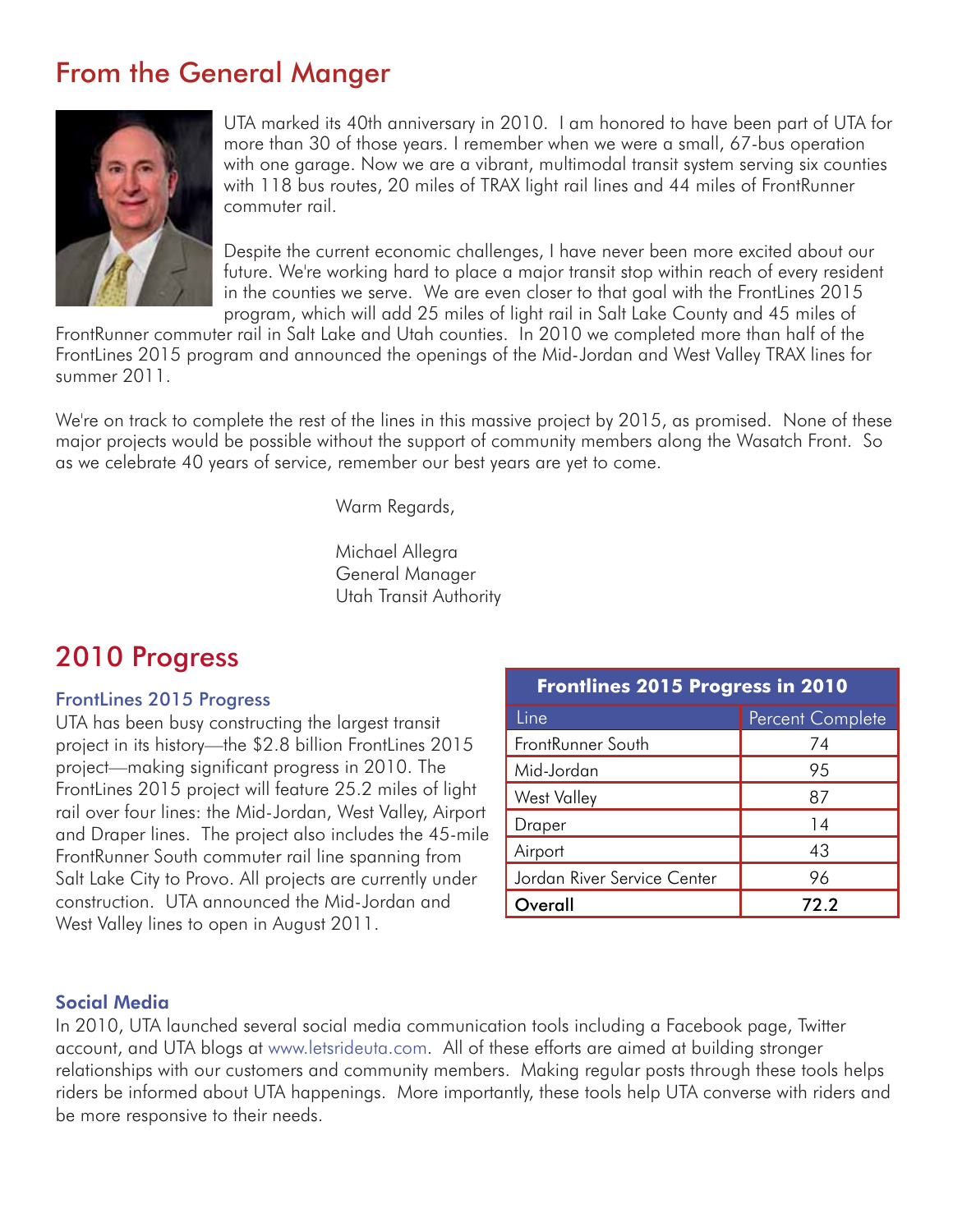## From the General Manger

UTA marked its 40th anniversary in 2010. I am honored to have been part of UTA for more than 30 of those years. I remember when we were a small, 67-bus operation with one garage. Now we are a vibrant, multimodal transit system serving six counties with 118 bus routes, 20 miles of TRAX light rail lines and 44 miles of FrontRunner commuter rail.

Despite the current economic challenges, I have never been more excited about our future. We're working hard to place a major transit stop within reach of every resident in the counties we serve. We are even closer to that goal with the FrontLines 2015 program, which will add 25 miles of light rail in Salt Lake County and 45 miles of FrontRunner commuter rail in Salt Lake and Utah counties. In 2010 we completed more than half of the FrontLines 2015 program and announced the openings of the Mid-Jordan and West Valley TRAX lines for summer 2011.

We're on track to complete the rest of the lines in this massive project by 2015, as promised. None of these major projects would be possible without the support of community members along the Wasatch Front. So as we celebrate 40 years of service, remember our best years are yet to come.

Warm Regards,

Michael Allegra
General Manager
Utah Transit Authority

## 2010 Progress

### FrontLines 2015 Progress

UTA has been busy constructing the largest transit project in its history—the $2.8 billion FrontLines 2015 project—making significant progress in 2010. The FrontLines 2015 project will feature 25.2 miles of light rail over four lines: the Mid-Jordan, West Valley, Airport and Draper lines. The project also includes the 45-mile FrontRunner South commuter rail line spanning from Salt Lake City to Provo. All projects are currently under construction. UTA announced the Mid-Jordan and West Valley lines to open in August 2011.

**Frontlines 2015 Progress in 2010**

| Line | Percent Complete |
|---|---|
| FrontRunner South | 74 |
| Mid-Jordan | 95 |
| West Valley | 87 |
| Draper | 14 |
| Airport | 43 |
| Jordan River Service Center | 96 |
| **Overall** | **72.2** |

### Social Media

In 2010, UTA launched several social media communication tools including a Facebook page, Twitter account, and UTA blogs at www.letsrideuta.com. All of these efforts are aimed at building stronger relationships with our customers and community members. Making regular posts through these tools helps riders be informed about UTA happenings. More importantly, these tools help UTA converse with riders and be more responsive to their needs.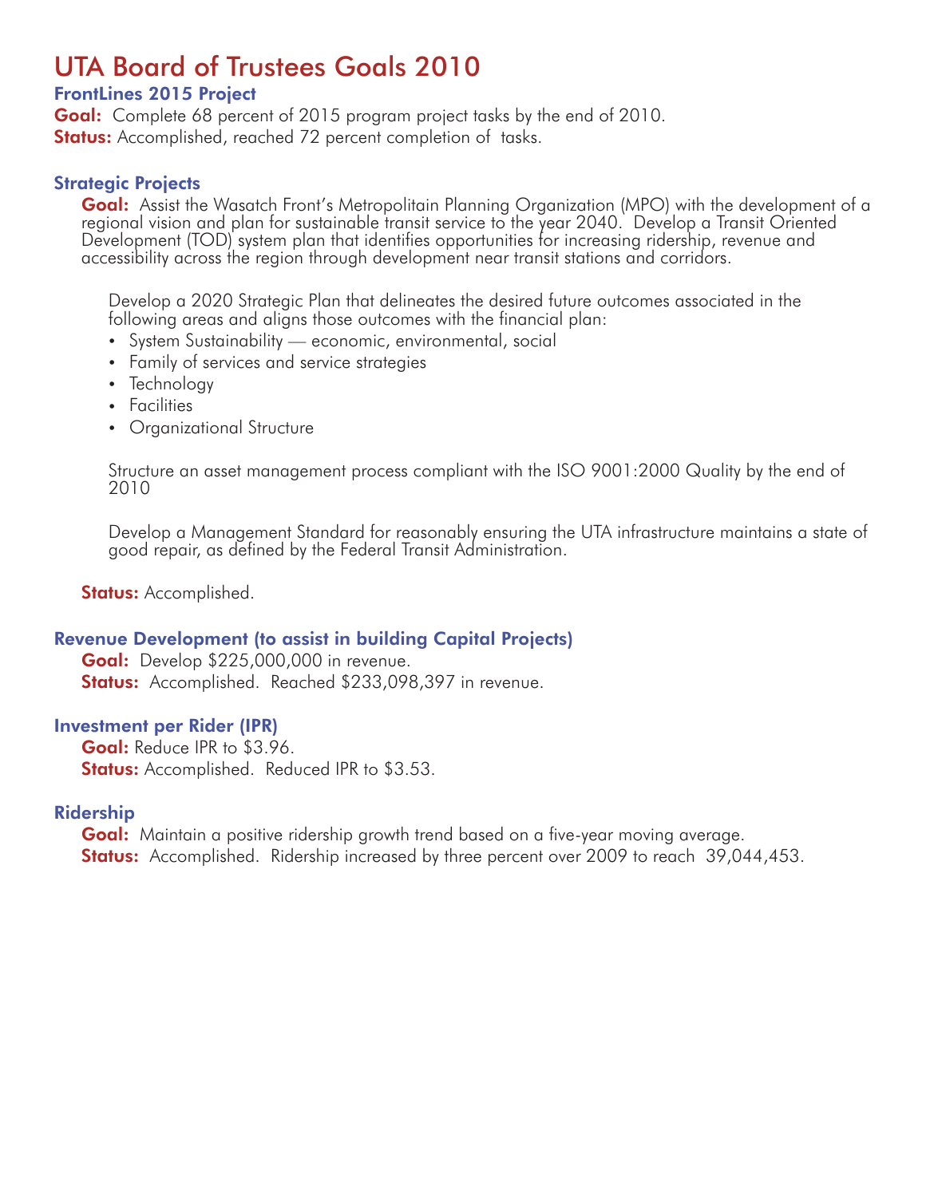# UTA Board of Trustees Goals 2010

## FrontLines 2015 Project

**Goal:** Complete 68 percent of 2015 program project tasks by the end of 2010.
**Status:** Accomplished, reached 72 percent completion of tasks.

## Strategic Projects

**Goal:** Assist the Wasatch Front's Metropolitain Planning Organization (MPO) with the development of a regional vision and plan for sustainable transit service to the year 2040. Develop a Transit Oriented Development (TOD) system plan that identifies opportunities for increasing ridership, revenue and accessibility across the region through development near transit stations and corridors.

Develop a 2020 Strategic Plan that delineates the desired future outcomes associated in the following areas and aligns those outcomes with the financial plan:

- System Sustainability — economic, environmental, social
- Family of services and service strategies
- Technology
- Facilities
- Organizational Structure

Structure an asset management process compliant with the ISO 9001:2000 Quality by the end of 2010

Develop a Management Standard for reasonably ensuring the UTA infrastructure maintains a state of good repair, as defined by the Federal Transit Administration.

**Status:** Accomplished.

## Revenue Development (to assist in building Capital Projects)

**Goal:** Develop $225,000,000 in revenue.
**Status:** Accomplished. Reached $233,098,397 in revenue.

## Investment per Rider (IPR)

**Goal:** Reduce IPR to $3.96.
**Status:** Accomplished. Reduced IPR to $3.53.

## Ridership

**Goal:** Maintain a positive ridership growth trend based on a five-year moving average.
**Status:** Accomplished. Ridership increased by three percent over 2009 to reach 39,044,453.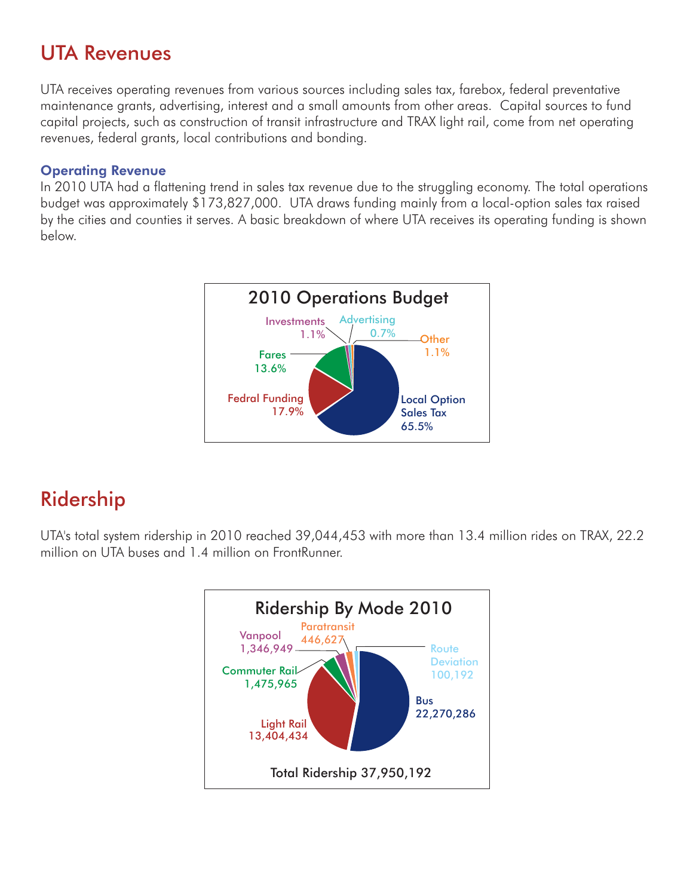# UTA Revenues

UTA receives operating revenues from various sources including sales tax, farebox, federal preventative maintenance grants, advertising, interest and a small amounts from other areas. Capital sources to fund capital projects, such as construction of transit infrastructure and TRAX light rail, come from net operating revenues, federal grants, local contributions and bonding.

### Operating Revenue

In 2010 UTA had a flattening trend in sales tax revenue due to the struggling economy. The total operations budget was approximately $173,827,000. UTA draws funding mainly from a local-option sales tax raised by the cities and counties it serves. A basic breakdown of where UTA receives its operating funding is shown below.

**2010 Operations Budget**

| Source | Share |
| --- | --- |
| Local Option Sales Tax | 65.5% |
| Fedral Funding | 17.9% |
| Fares | 13.6% |
| Investments | 1.1% |
| Advertising | 0.7% |
| Other | 1.1% |

# Ridership

UTA's total system ridership in 2010 reached 39,044,453 with more than 13.4 million rides on TRAX, 22.2 million on UTA buses and 1.4 million on FrontRunner.

**Ridership By Mode 2010**

| Mode | Ridership |
| --- | --- |
| Bus | 22,270,286 |
| Light Rail | 13,404,434 |
| Commuter Rail | 1,475,965 |
| Vanpool | 1,346,949 |
| Paratransit | 446,627 |
| Route Deviation | 100,192 |

Total Ridership 37,950,192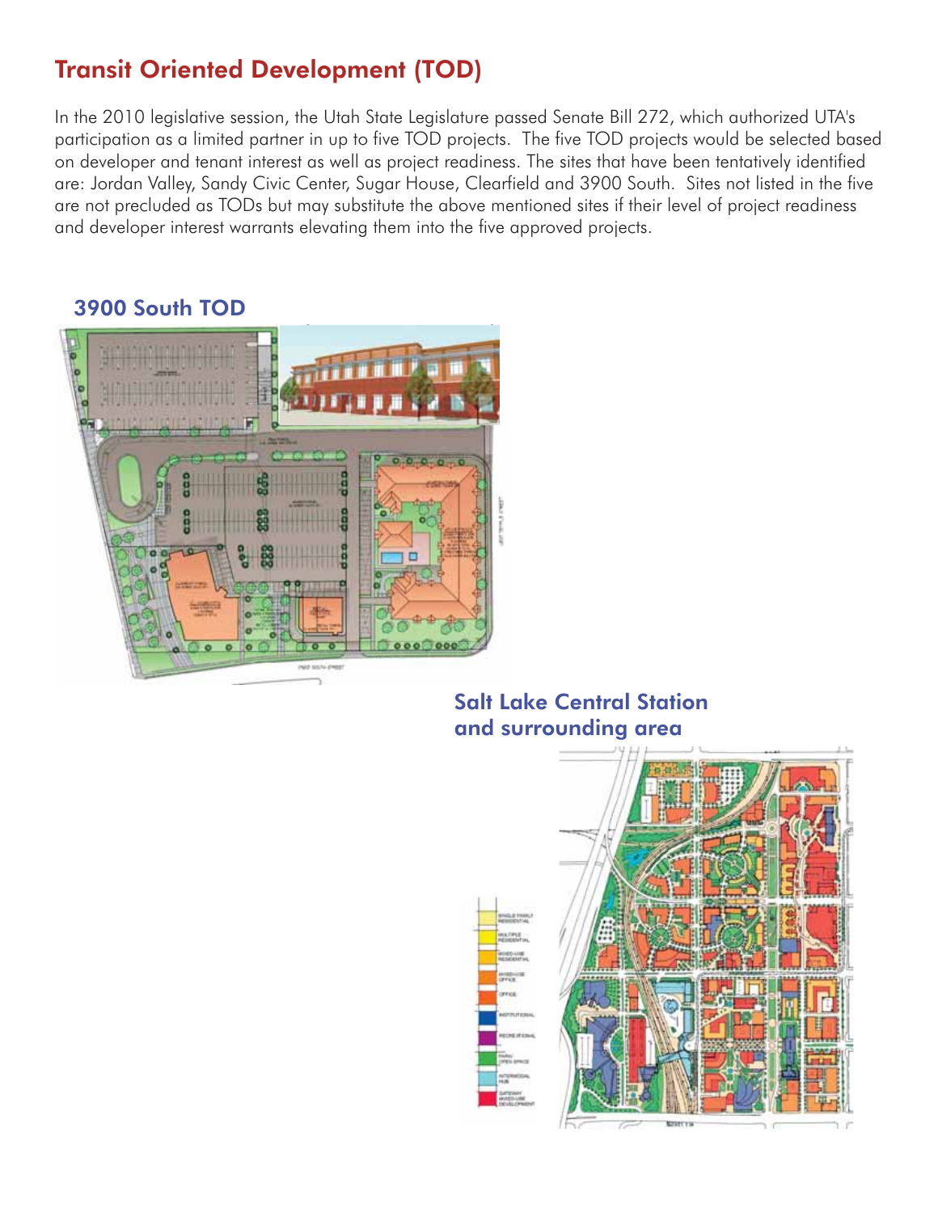# Transit Oriented Development (TOD)

In the 2010 legislative session, the Utah State Legislature passed Senate Bill 272, which authorized UTA's participation as a limited partner in up to five TOD projects. The five TOD projects would be selected based on developer and tenant interest as well as project readiness. The sites that have been tentatively identified are: Jordan Valley, Sandy Civic Center, Sugar House, Clearfield and 3900 South. Sites not listed in the five are not precluded as TODs but may substitute the above mentioned sites if their level of project readiness and developer interest warrants elevating them into the five approved projects.

## 3900 South TOD

## Salt Lake Central Station and surrounding area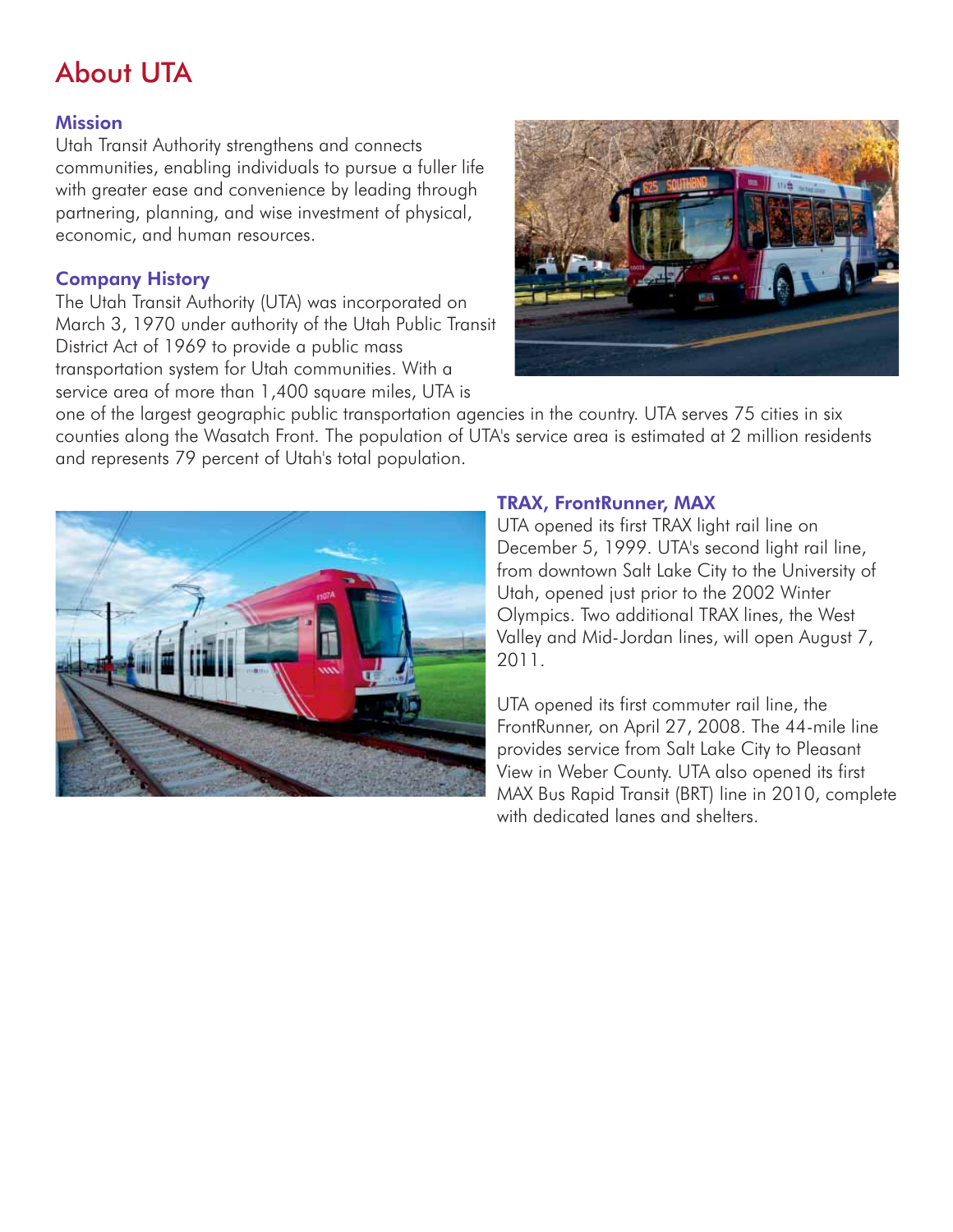# About UTA

## Mission

Utah Transit Authority strengthens and connects communities, enabling individuals to pursue a fuller life with greater ease and convenience by leading through partnering, planning, and wise investment of physical, economic, and human resources.

## Company History

The Utah Transit Authority (UTA) was incorporated on March 3, 1970 under authority of the Utah Public Transit District Act of 1969 to provide a public mass transportation system for Utah communities. With a service area of more than 1,400 square miles, UTA is one of the largest geographic public transportation agencies in the country. UTA serves 75 cities in six counties along the Wasatch Front. The population of UTA's service area is estimated at 2 million residents and represents 79 percent of Utah's total population.

## TRAX, FrontRunner, MAX

UTA opened its first TRAX light rail line on December 5, 1999. UTA's second light rail line, from downtown Salt Lake City to the University of Utah, opened just prior to the 2002 Winter Olympics. Two additional TRAX lines, the West Valley and Mid-Jordan lines, will open August 7, 2011.

UTA opened its first commuter rail line, the FrontRunner, on April 27, 2008. The 44-mile line provides service from Salt Lake City to Pleasant View in Weber County. UTA also opened its first MAX Bus Rapid Transit (BRT) line in 2010, complete with dedicated lanes and shelters.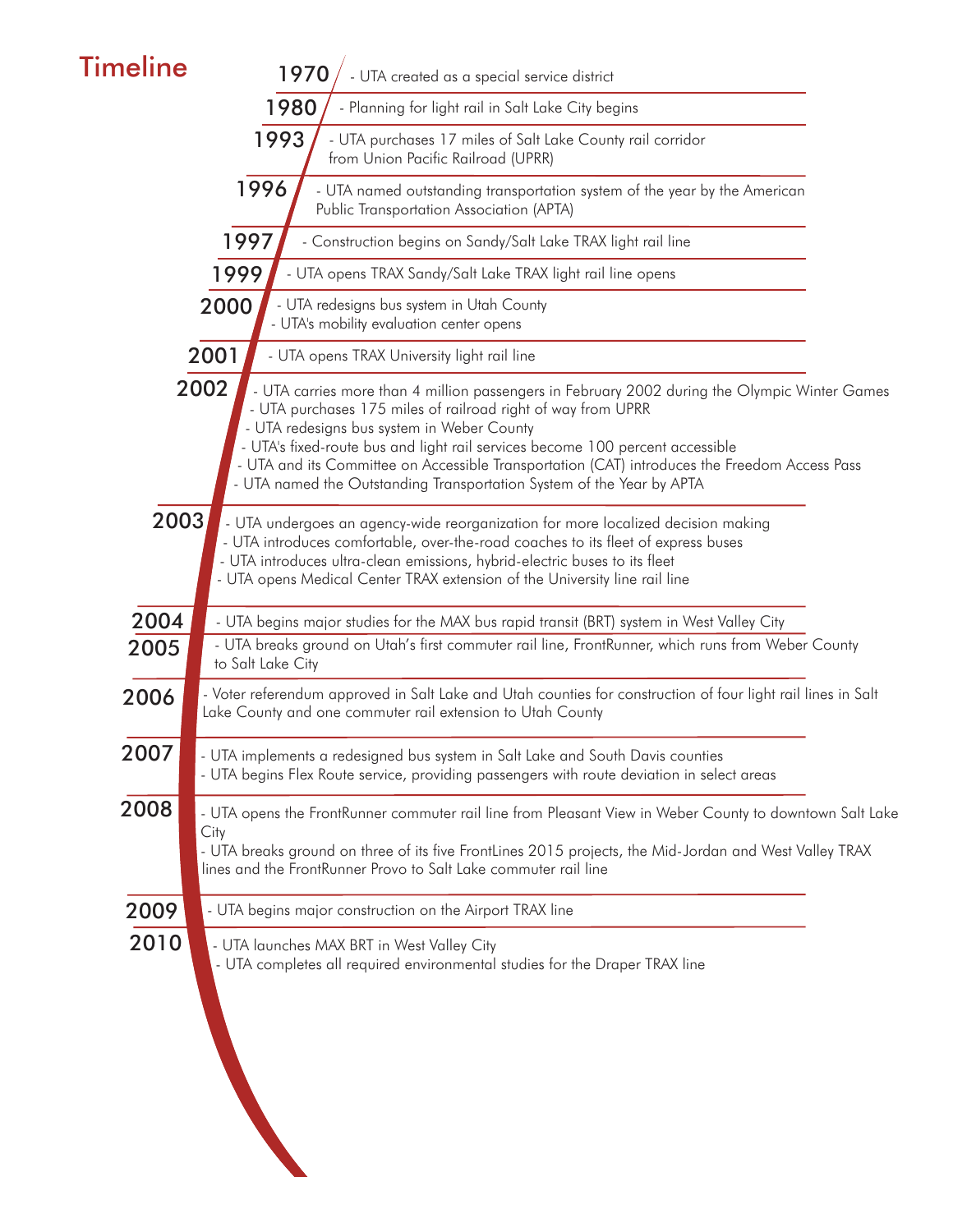# Timeline

**1970** - UTA created as a special service district

**1980** - Planning for light rail in Salt Lake City begins

**1993** - UTA purchases 17 miles of Salt Lake County rail corridor from Union Pacific Railroad (UPRR)

**1996** - UTA named outstanding transportation system of the year by the American Public Transportation Association (APTA)

**1997** - Construction begins on Sandy/Salt Lake TRAX light rail line

**1999** - UTA opens TRAX Sandy/Salt Lake TRAX light rail line opens

**2000**
- UTA redesigns bus system in Utah County
- UTA's mobility evaluation center opens

**2001** - UTA opens TRAX University light rail line

**2002**
- UTA carries more than 4 million passengers in February 2002 during the Olympic Winter Games
- UTA purchases 175 miles of railroad right of way from UPRR
- UTA redesigns bus system in Weber County
- UTA's fixed-route bus and light rail services become 100 percent accessible
- UTA and its Committee on Accessible Transportation (CAT) introduces the Freedom Access Pass
- UTA named the Outstanding Transportation System of the Year by APTA

**2003**
- UTA undergoes an agency-wide reorganization for more localized decision making
- UTA introduces comfortable, over-the-road coaches to its fleet of express buses
- UTA introduces ultra-clean emissions, hybrid-electric buses to its fleet
- UTA opens Medical Center TRAX extension of the University line rail line

**2004** - UTA begins major studies for the MAX bus rapid transit (BRT) system in West Valley City

**2005** - UTA breaks ground on Utah's first commuter rail line, FrontRunner, which runs from Weber County to Salt Lake City

**2006** - Voter referendum approved in Salt Lake and Utah counties for construction of four light rail lines in Salt Lake County and one commuter rail extension to Utah County

**2007**
- UTA implements a redesigned bus system in Salt Lake and South Davis counties
- UTA begins Flex Route service, providing passengers with route deviation in select areas

**2008**
- UTA opens the FrontRunner commuter rail line from Pleasant View in Weber County to downtown Salt Lake City
- UTA breaks ground on three of its five FrontLines 2015 projects, the Mid-Jordan and West Valley TRAX lines and the FrontRunner Provo to Salt Lake commuter rail line

**2009** - UTA begins major construction on the Airport TRAX line

**2010**
- UTA launches MAX BRT in West Valley City
- UTA completes all required environmental studies for the Draper TRAX line